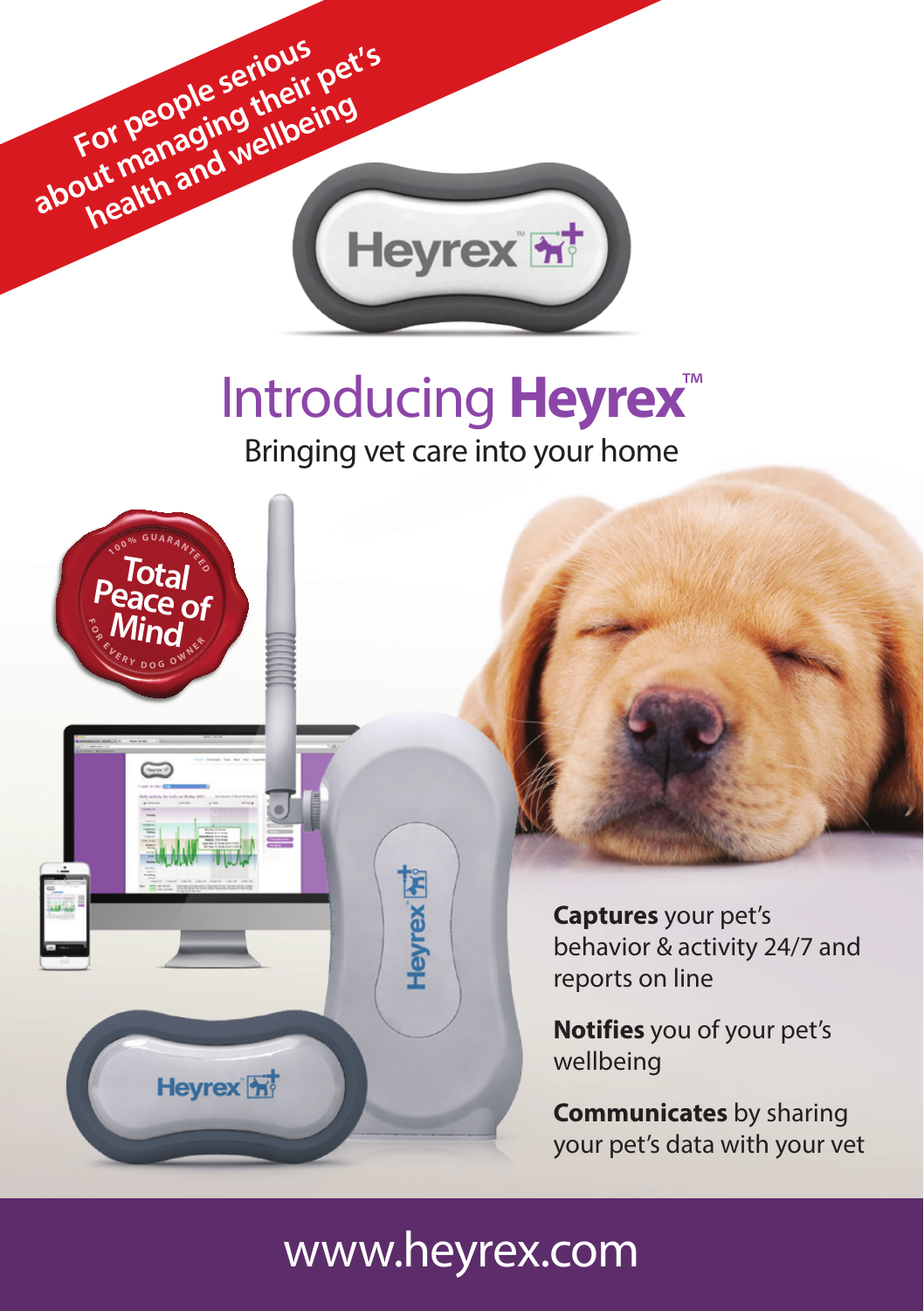For people serious about managing their pet's health and wellbeing

# Introducing **Heyrex™**

Bringing vet care into your home

100% GUARANTEED **Total Peace of Mind** FOR EVERY DOG OWNER

**Captures** your pet's behavior & activity 24/7 and reports on line

**Notifies** you of your pet's wellbeing

**Communicates** by sharing your pet's data with your vet

www.heyrex.com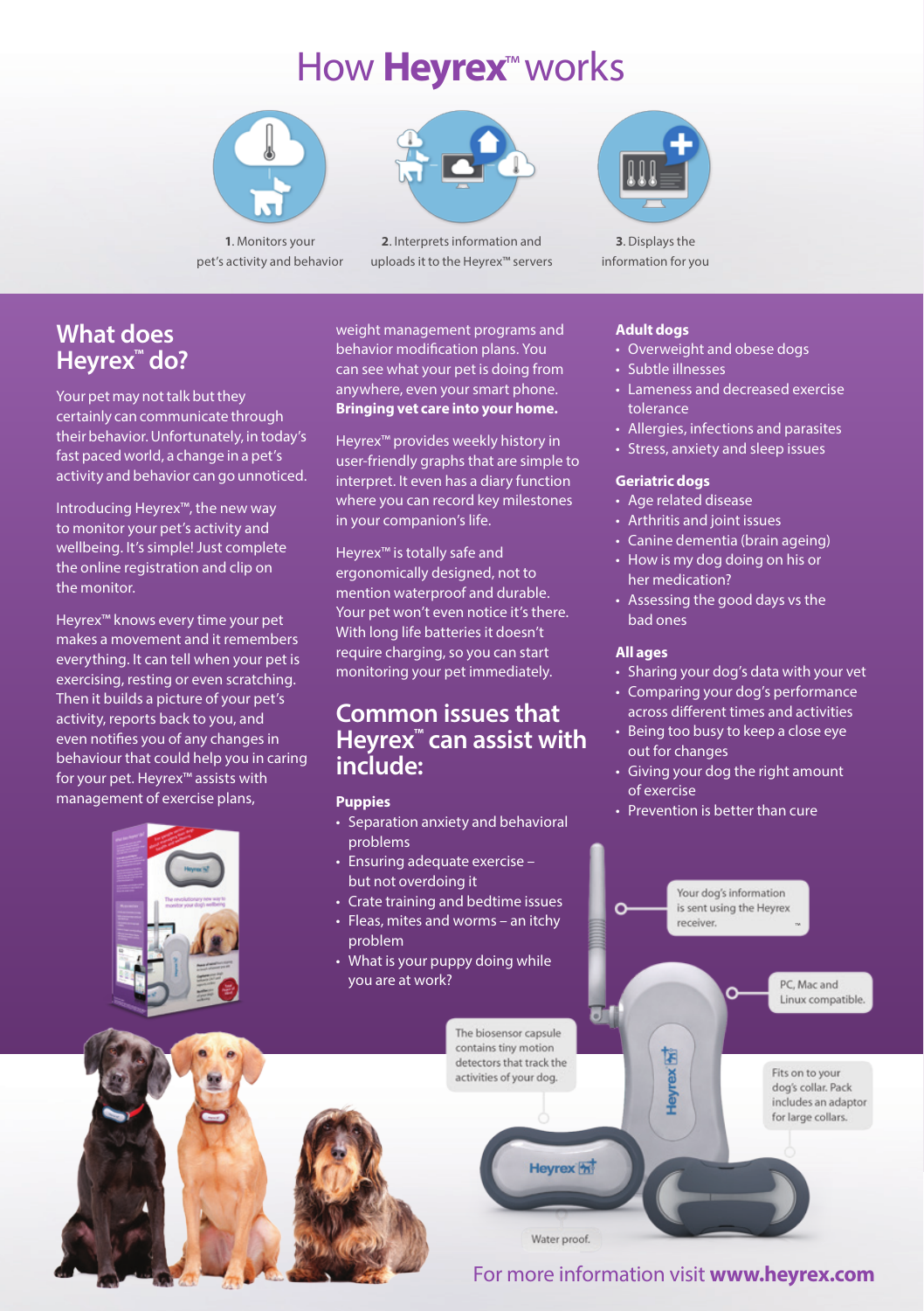# How Heyrex™ works

**1.** Monitors your pet's activity and behavior

**2.** Interprets information and uploads it to the Heyrex™ servers

**3.** Displays the information for you

## What does Heyrex™ do?

Your pet may not talk but they certainly can communicate through their behavior. Unfortunately, in today's fast paced world, a change in a pet's activity and behavior can go unnoticed.

Introducing Heyrex™, the new way to monitor your pet's activity and wellbeing. It's simple! Just complete the online registration and clip on the monitor.

Heyrex™ knows every time your pet makes a movement and it remembers everything. It can tell when your pet is exercising, resting or even scratching. Then it builds a picture of your pet's activity, reports back to you, and even notifies you of any changes in behaviour that could help you in caring for your pet. Heyrex™ assists with management of exercise plans, weight management programs and behavior modification plans. You can see what your pet is doing from anywhere, even your smart phone. **Bringing vet care into your home.**

Heyrex™ provides weekly history in user-friendly graphs that are simple to interpret. It even has a diary function where you can record key milestones in your companion's life.

Heyrex™ is totally safe and ergonomically designed, not to mention waterproof and durable. Your pet won't even notice it's there. With long life batteries it doesn't require charging, so you can start monitoring your pet immediately.

## Common issues that Heyrex™ can assist with include:

**Puppies**
- Separation anxiety and behavioral problems
- Ensuring adequate exercise – but not overdoing it
- Crate training and bedtime issues
- Fleas, mites and worms – an itchy problem
- What is your puppy doing while you are at work?

**Adult dogs**
- Overweight and obese dogs
- Subtle illnesses
- Lameness and decreased exercise tolerance
- Allergies, infections and parasites
- Stress, anxiety and sleep issues

**Geriatric dogs**
- Age related disease
- Arthritis and joint issues
- Canine dementia (brain ageing)
- How is my dog doing on his or her medication?
- Assessing the good days vs the bad ones

**All ages**
- Sharing your dog's data with your vet
- Comparing your dog's performance across different times and activities
- Being too busy to keep a close eye out for changes
- Giving your dog the right amount of exercise
- Prevention is better than cure

Your dog's information is sent using the Heyrex™ receiver.

PC, Mac and Linux compatible.

The biosensor capsule contains tiny motion detectors that track the activities of your dog.

Fits on to your dog's collar. Pack includes an adaptor for large collars.

Water proof.

For more information visit **www.heyrex.com**